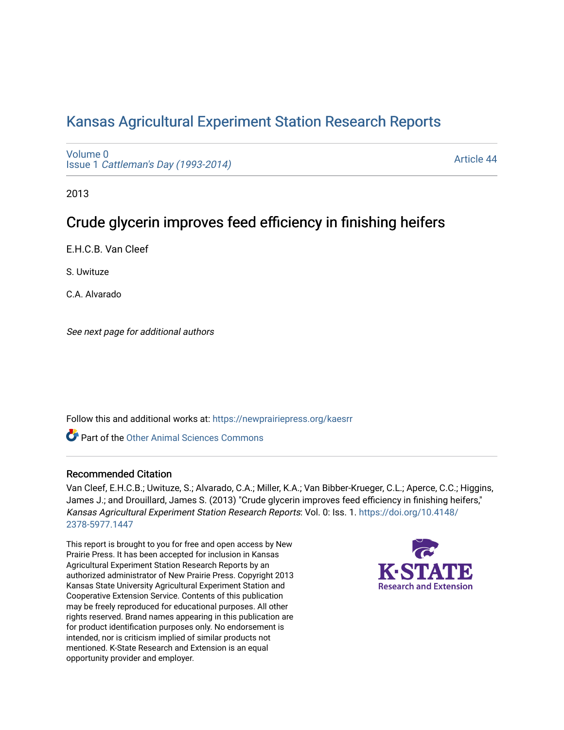# Kansas Agricultural Experiment Station Research Reports

Volume 0
Issue 1 *Cattleman's Day (1993-2014)*

Article 44

2013

## Crude glycerin improves feed efficiency in finishing heifers

E.H.C.B. Van Cleef

S. Uwituze

C.A. Alvarado

*See next page for additional authors*

Follow this and additional works at: https://newprairiepress.org/kaesrr

Part of the Other Animal Sciences Commons

### Recommended Citation

Van Cleef, E.H.C.B.; Uwituze, S.; Alvarado, C.A.; Miller, K.A.; Van Bibber-Krueger, C.L.; Aperce, C.C.; Higgins, James J.; and Drouillard, James S. (2013) "Crude glycerin improves feed efficiency in finishing heifers," *Kansas Agricultural Experiment Station Research Reports*: Vol. 0: Iss. 1. https://doi.org/10.4148/2378-5977.1447

This report is brought to you for free and open access by New Prairie Press. It has been accepted for inclusion in Kansas Agricultural Experiment Station Research Reports by an authorized administrator of New Prairie Press. Copyright 2013 Kansas State University Agricultural Experiment Station and Cooperative Extension Service. Contents of this publication may be freely reproduced for educational purposes. All other rights reserved. Brand names appearing in this publication are for product identification purposes only. No endorsement is intended, nor is criticism implied of similar products not mentioned. K-State Research and Extension is an equal opportunity provider and employer.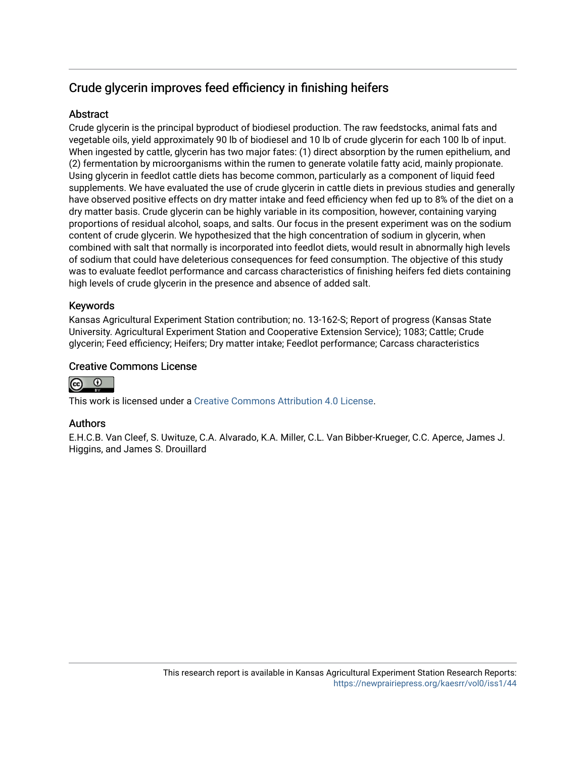## Crude glycerin improves feed efficiency in finishing heifers

### Abstract

Crude glycerin is the principal byproduct of biodiesel production. The raw feedstocks, animal fats and vegetable oils, yield approximately 90 lb of biodiesel and 10 lb of crude glycerin for each 100 lb of input. When ingested by cattle, glycerin has two major fates: (1) direct absorption by the rumen epithelium, and (2) fermentation by microorganisms within the rumen to generate volatile fatty acid, mainly propionate. Using glycerin in feedlot cattle diets has become common, particularly as a component of liquid feed supplements. We have evaluated the use of crude glycerin in cattle diets in previous studies and generally have observed positive effects on dry matter intake and feed efficiency when fed up to 8% of the diet on a dry matter basis. Crude glycerin can be highly variable in its composition, however, containing varying proportions of residual alcohol, soaps, and salts. Our focus in the present experiment was on the sodium content of crude glycerin. We hypothesized that the high concentration of sodium in glycerin, when combined with salt that normally is incorporated into feedlot diets, would result in abnormally high levels of sodium that could have deleterious consequences for feed consumption. The objective of this study was to evaluate feedlot performance and carcass characteristics of finishing heifers fed diets containing high levels of crude glycerin in the presence and absence of added salt.

### Keywords

Kansas Agricultural Experiment Station contribution; no. 13-162-S; Report of progress (Kansas State University. Agricultural Experiment Station and Cooperative Extension Service); 1083; Cattle; Crude glycerin; Feed efficiency; Heifers; Dry matter intake; Feedlot performance; Carcass characteristics

### Creative Commons License

This work is licensed under a Creative Commons Attribution 4.0 License.

### Authors

E.H.C.B. Van Cleef, S. Uwituze, C.A. Alvarado, K.A. Miller, C.L. Van Bibber-Krueger, C.C. Aperce, James J. Higgins, and James S. Drouillard

This research report is available in Kansas Agricultural Experiment Station Research Reports: https://newprairiepress.org/kaesrr/vol0/iss1/44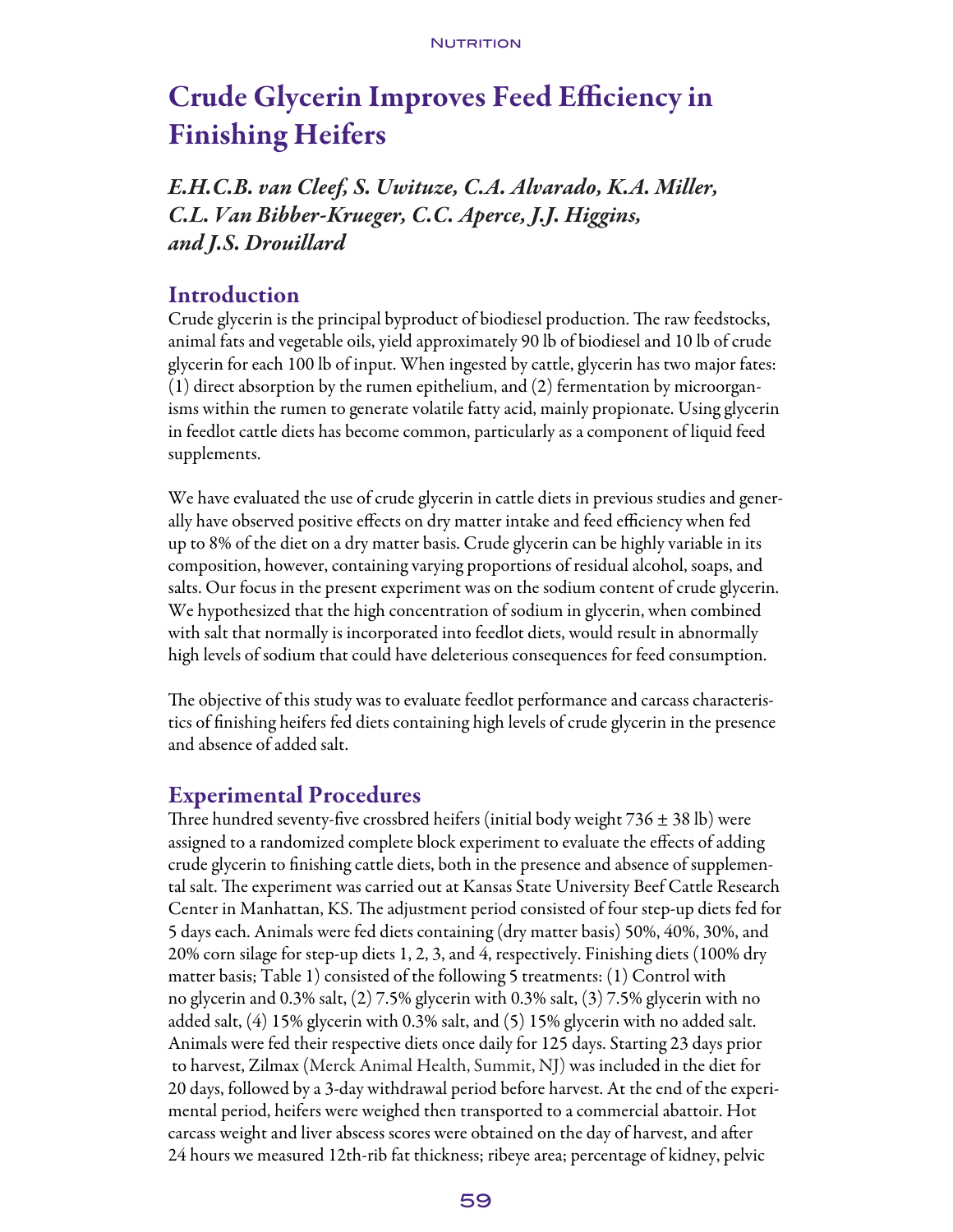# Crude Glycerin Improves Feed Efficiency in Finishing Heifers

*E.H.C.B. van Cleef, S. Uwituze, C.A. Alvarado, K.A. Miller, C.L. Van Bibber-Krueger, C.C. Aperce, J.J. Higgins, and J.S. Drouillard*

## Introduction

Crude glycerin is the principal byproduct of biodiesel production. The raw feedstocks, animal fats and vegetable oils, yield approximately 90 lb of biodiesel and 10 lb of crude glycerin for each 100 lb of input. When ingested by cattle, glycerin has two major fates: (1) direct absorption by the rumen epithelium, and (2) fermentation by microorganisms within the rumen to generate volatile fatty acid, mainly propionate. Using glycerin in feedlot cattle diets has become common, particularly as a component of liquid feed supplements.

We have evaluated the use of crude glycerin in cattle diets in previous studies and generally have observed positive effects on dry matter intake and feed efficiency when fed up to 8% of the diet on a dry matter basis. Crude glycerin can be highly variable in its composition, however, containing varying proportions of residual alcohol, soaps, and salts. Our focus in the present experiment was on the sodium content of crude glycerin. We hypothesized that the high concentration of sodium in glycerin, when combined with salt that normally is incorporated into feedlot diets, would result in abnormally high levels of sodium that could have deleterious consequences for feed consumption.

The objective of this study was to evaluate feedlot performance and carcass characteristics of finishing heifers fed diets containing high levels of crude glycerin in the presence and absence of added salt.

## Experimental Procedures

Three hundred seventy-five crossbred heifers (initial body weight 736 ± 38 lb) were assigned to a randomized complete block experiment to evaluate the effects of adding crude glycerin to finishing cattle diets, both in the presence and absence of supplemental salt. The experiment was carried out at Kansas State University Beef Cattle Research Center in Manhattan, KS. The adjustment period consisted of four step-up diets fed for 5 days each. Animals were fed diets containing (dry matter basis) 50%, 40%, 30%, and 20% corn silage for step-up diets 1, 2, 3, and 4, respectively. Finishing diets (100% dry matter basis; Table 1) consisted of the following 5 treatments: (1) Control with no glycerin and 0.3% salt, (2) 7.5% glycerin with 0.3% salt, (3) 7.5% glycerin with no added salt, (4) 15% glycerin with 0.3% salt, and (5) 15% glycerin with no added salt. Animals were fed their respective diets once daily for 125 days. Starting 23 days prior to harvest, Zilmax (Merck Animal Health, Summit, NJ) was included in the diet for 20 days, followed by a 3-day withdrawal period before harvest. At the end of the experimental period, heifers were weighed then transported to a commercial abattoir. Hot carcass weight and liver abscess scores were obtained on the day of harvest, and after 24 hours we measured 12th-rib fat thickness; ribeye area; percentage of kidney, pelvic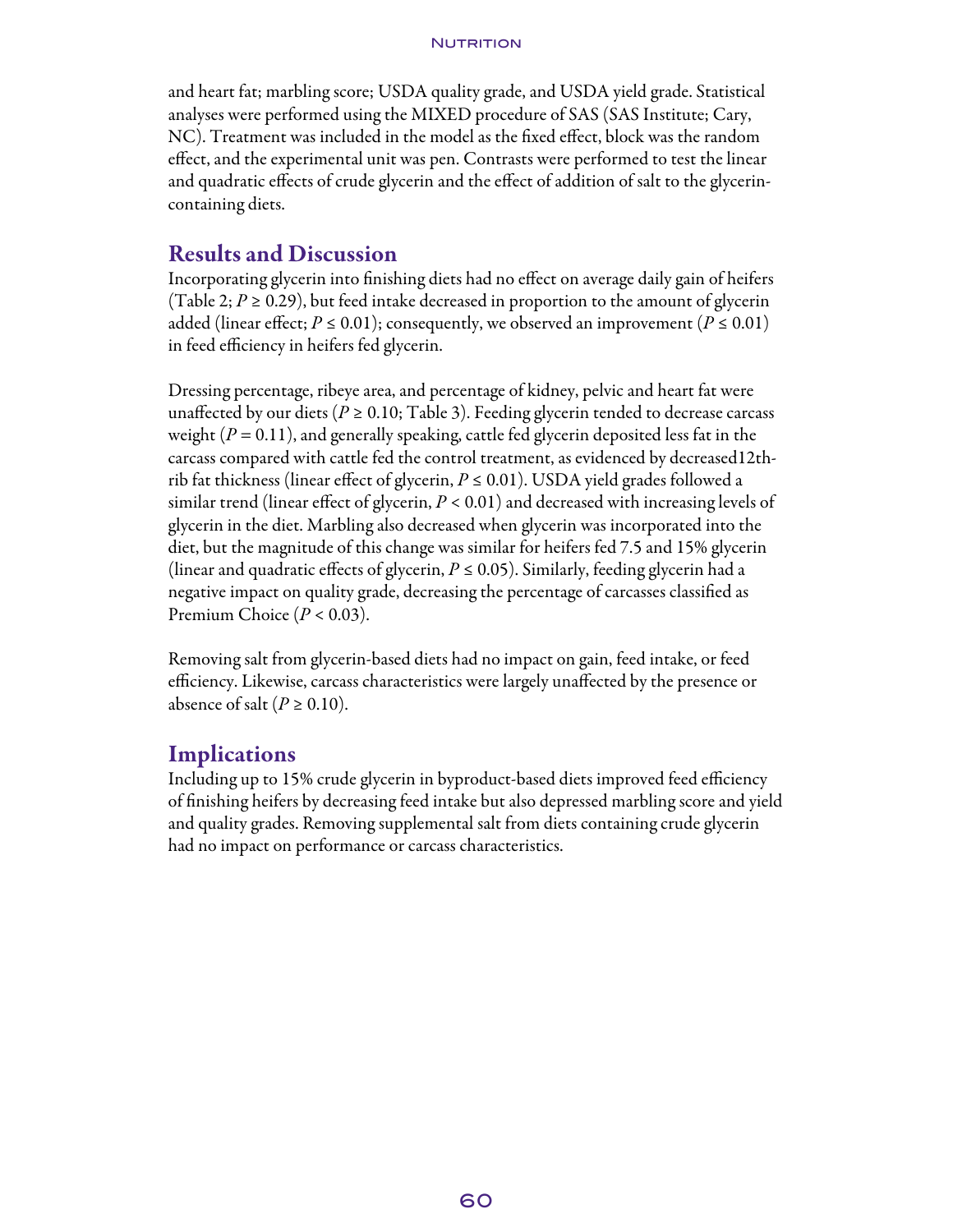and heart fat; marbling score; USDA quality grade, and USDA yield grade. Statistical analyses were performed using the MIXED procedure of SAS (SAS Institute; Cary, NC). Treatment was included in the model as the fixed effect, block was the random effect, and the experimental unit was pen. Contrasts were performed to test the linear and quadratic effects of crude glycerin and the effect of addition of salt to the glycerin-containing diets.

## Results and Discussion

Incorporating glycerin into finishing diets had no effect on average daily gain of heifers (Table 2; $P \geq 0.29$), but feed intake decreased in proportion to the amount of glycerin added (linear effect; $P \leq 0.01$); consequently, we observed an improvement ($P \leq 0.01$) in feed efficiency in heifers fed glycerin.

Dressing percentage, ribeye area, and percentage of kidney, pelvic and heart fat were unaffected by our diets ($P \geq 0.10$; Table 3). Feeding glycerin tended to decrease carcass weight ($P = 0.11$), and generally speaking, cattle fed glycerin deposited less fat in the carcass compared with cattle fed the control treatment, as evidenced by decreased12th-rib fat thickness (linear effect of glycerin, $P \leq 0.01$). USDA yield grades followed a similar trend (linear effect of glycerin, $P < 0.01$) and decreased with increasing levels of glycerin in the diet. Marbling also decreased when glycerin was incorporated into the diet, but the magnitude of this change was similar for heifers fed 7.5 and 15% glycerin (linear and quadratic effects of glycerin, $P \leq 0.05$). Similarly, feeding glycerin had a negative impact on quality grade, decreasing the percentage of carcasses classified as Premium Choice ($P < 0.03$).

Removing salt from glycerin-based diets had no impact on gain, feed intake, or feed efficiency. Likewise, carcass characteristics were largely unaffected by the presence or absence of salt ($P \geq 0.10$).

## Implications

Including up to 15% crude glycerin in byproduct-based diets improved feed efficiency of finishing heifers by decreasing feed intake but also depressed marbling score and yield and quality grades. Removing supplemental salt from diets containing crude glycerin had no impact on performance or carcass characteristics.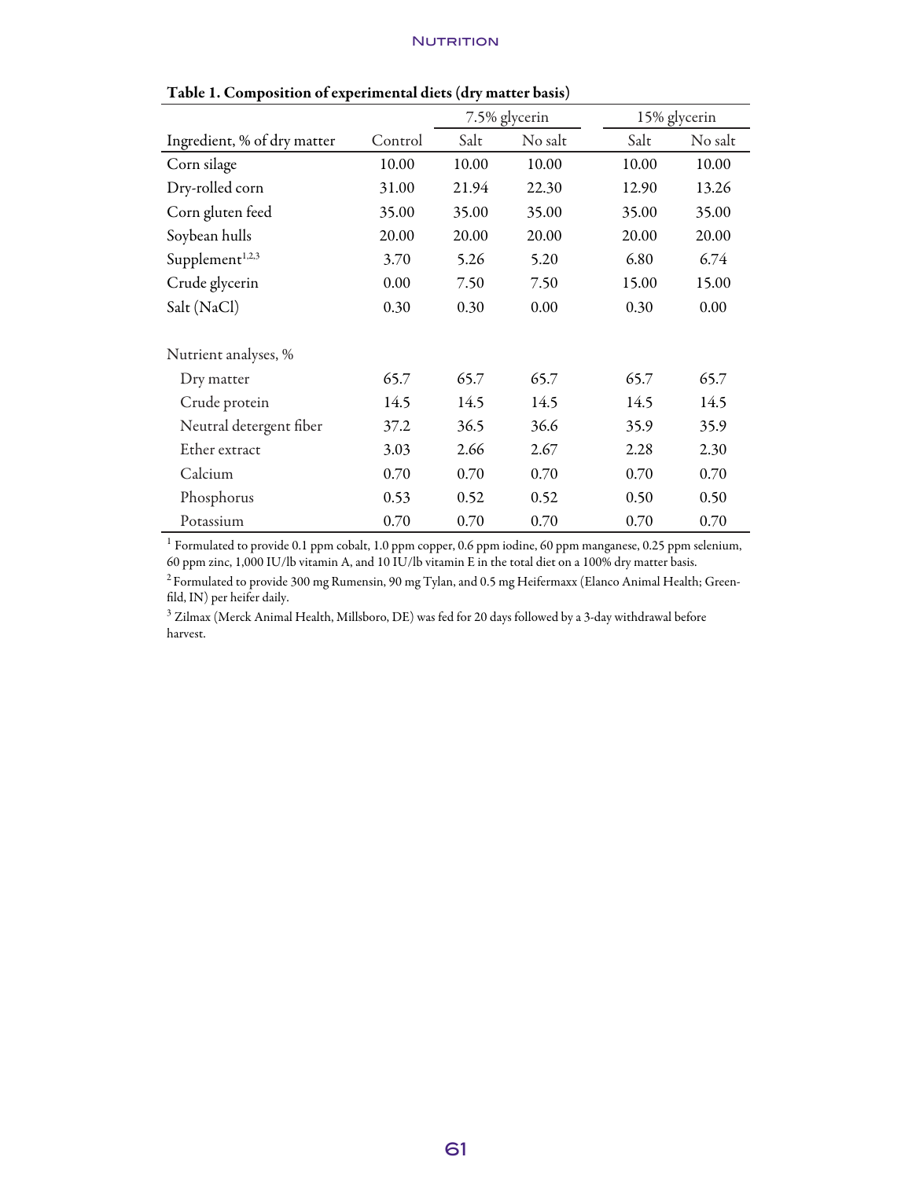**Table 1. Composition of experimental diets (dry matter basis)**

| | | 7.5% glycerin | | 15% glycerin | |
|---|---|---|---|---|---|
| Ingredient, % of dry matter | Control | Salt | No salt | Salt | No salt |
| Corn silage | 10.00 | 10.00 | 10.00 | 10.00 | 10.00 |
| Dry-rolled corn | 31.00 | 21.94 | 22.30 | 12.90 | 13.26 |
| Corn gluten feed | 35.00 | 35.00 | 35.00 | 35.00 | 35.00 |
| Soybean hulls | 20.00 | 20.00 | 20.00 | 20.00 | 20.00 |
| Supplement[1,2,3] | 3.70 | 5.26 | 5.20 | 6.80 | 6.74 |
| Crude glycerin | 0.00 | 7.50 | 7.50 | 15.00 | 15.00 |
| Salt (NaCl) | 0.30 | 0.30 | 0.00 | 0.30 | 0.00 |
| | | | | | |
| Nutrient analyses, % | | | | | |
| Dry matter | 65.7 | 65.7 | 65.7 | 65.7 | 65.7 |
| Crude protein | 14.5 | 14.5 | 14.5 | 14.5 | 14.5 |
| Neutral detergent fiber | 37.2 | 36.5 | 36.6 | 35.9 | 35.9 |
| Ether extract | 3.03 | 2.66 | 2.67 | 2.28 | 2.30 |
| Calcium | 0.70 | 0.70 | 0.70 | 0.70 | 0.70 |
| Phosphorus | 0.53 | 0.52 | 0.52 | 0.50 | 0.50 |
| Potassium | 0.70 | 0.70 | 0.70 | 0.70 | 0.70 |

[1] Formulated to provide 0.1 ppm cobalt, 1.0 ppm copper, 0.6 ppm iodine, 60 ppm manganese, 0.25 ppm selenium, 60 ppm zinc, 1,000 IU/lb vitamin A, and 10 IU/lb vitamin E in the total diet on a 100% dry matter basis.

[2] Formulated to provide 300 mg Rumensin, 90 mg Tylan, and 0.5 mg Heifermaxx (Elanco Animal Health; Greenfild, IN) per heifer daily.

[3] Zilmax (Merck Animal Health, Millsboro, DE) was fed for 20 days followed by a 3-day withdrawal before harvest.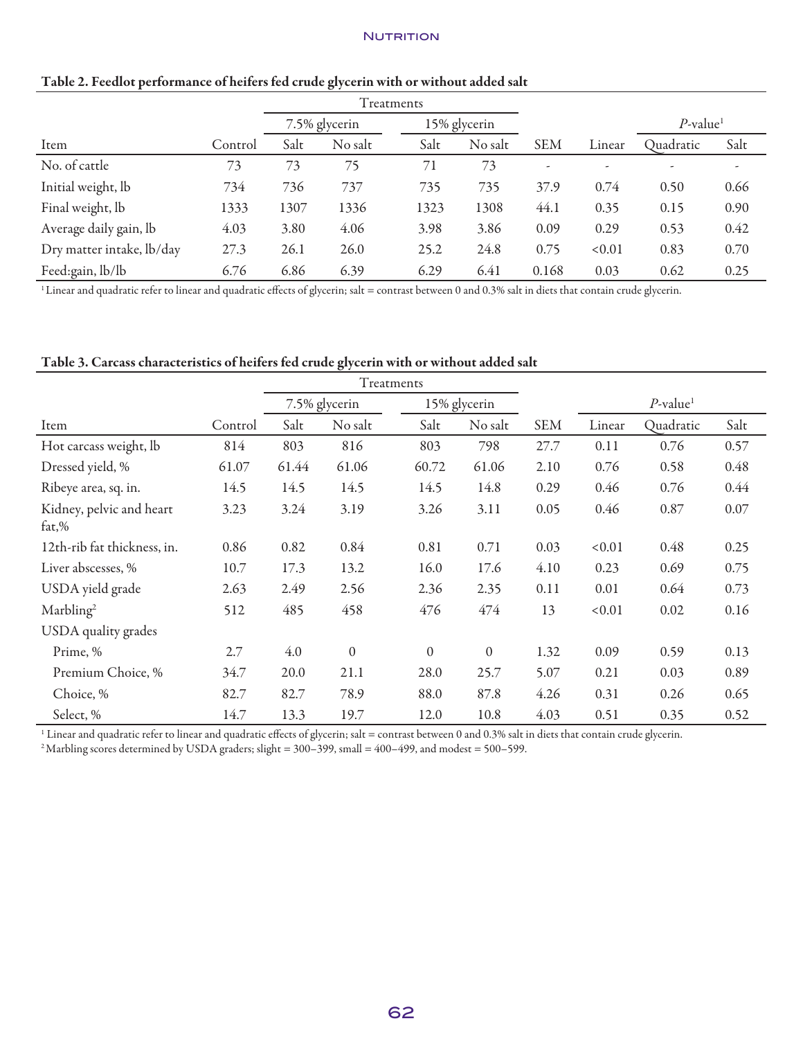**Table 2. Feedlot performance of heifers fed crude glycerin with or without added salt**

| | Treatments | | | | | | *P*-value[1] | | |
|---|---|---|---|---|---|---|---|---|---|
| | | 7.5% glycerin | | 15% glycerin | | | | | |
| Item | Control | Salt | No salt | Salt | No salt | SEM | Linear | Quadratic | Salt |
| No. of cattle | 73 | 73 | 75 | 71 | 73 | - | - | - | - |
| Initial weight, lb | 734 | 736 | 737 | 735 | 735 | 37.9 | 0.74 | 0.50 | 0.66 |
| Final weight, lb | 1333 | 1307 | 1336 | 1323 | 1308 | 44.1 | 0.35 | 0.15 | 0.90 |
| Average daily gain, lb | 4.03 | 3.80 | 4.06 | 3.98 | 3.86 | 0.09 | 0.29 | 0.53 | 0.42 |
| Dry matter intake, lb/day | 27.3 | 26.1 | 26.0 | 25.2 | 24.8 | 0.75 | <0.01 | 0.83 | 0.70 |
| Feed:gain, lb/lb | 6.76 | 6.86 | 6.39 | 6.29 | 6.41 | 0.168 | 0.03 | 0.62 | 0.25 |

[1]Linear and quadratic refer to linear and quadratic effects of glycerin; salt = contrast between 0 and 0.3% salt in diets that contain crude glycerin.

**Table 3. Carcass characteristics of heifers fed crude glycerin with or without added salt**

| | Treatments | | | | | | *P*-value[1] | | |
|---|---|---|---|---|---|---|---|---|---|
| | | 7.5% glycerin | | 15% glycerin | | | | | |
| Item | Control | Salt | No salt | Salt | No salt | SEM | Linear | Quadratic | Salt |
| Hot carcass weight, lb | 814 | 803 | 816 | 803 | 798 | 27.7 | 0.11 | 0.76 | 0.57 |
| Dressed yield, % | 61.07 | 61.44 | 61.06 | 60.72 | 61.06 | 2.10 | 0.76 | 0.58 | 0.48 |
| Ribeye area, sq. in. | 14.5 | 14.5 | 14.5 | 14.5 | 14.8 | 0.29 | 0.46 | 0.76 | 0.44 |
| Kidney, pelvic and heart fat,% | 3.23 | 3.24 | 3.19 | 3.26 | 3.11 | 0.05 | 0.46 | 0.87 | 0.07 |
| 12th-rib fat thickness, in. | 0.86 | 0.82 | 0.84 | 0.81 | 0.71 | 0.03 | <0.01 | 0.48 | 0.25 |
| Liver abscesses, % | 10.7 | 17.3 | 13.2 | 16.0 | 17.6 | 4.10 | 0.23 | 0.69 | 0.75 |
| USDA yield grade | 2.63 | 2.49 | 2.56 | 2.36 | 2.35 | 0.11 | 0.01 | 0.64 | 0.73 |
| Marbling[2] | 512 | 485 | 458 | 476 | 474 | 13 | <0.01 | 0.02 | 0.16 |
| USDA quality grades | | | | | | | | | |
| Prime, % | 2.7 | 4.0 | 0 | 0 | 0 | 1.32 | 0.09 | 0.59 | 0.13 |
| Premium Choice, % | 34.7 | 20.0 | 21.1 | 28.0 | 25.7 | 5.07 | 0.21 | 0.03 | 0.89 |
| Choice, % | 82.7 | 82.7 | 78.9 | 88.0 | 87.8 | 4.26 | 0.31 | 0.26 | 0.65 |
| Select, % | 14.7 | 13.3 | 19.7 | 12.0 | 10.8 | 4.03 | 0.51 | 0.35 | 0.52 |

[1] Linear and quadratic refer to linear and quadratic effects of glycerin; salt = contrast between 0 and 0.3% salt in diets that contain crude glycerin.
[2] Marbling scores determined by USDA graders; slight = 300–399, small = 400–499, and modest = 500–599.